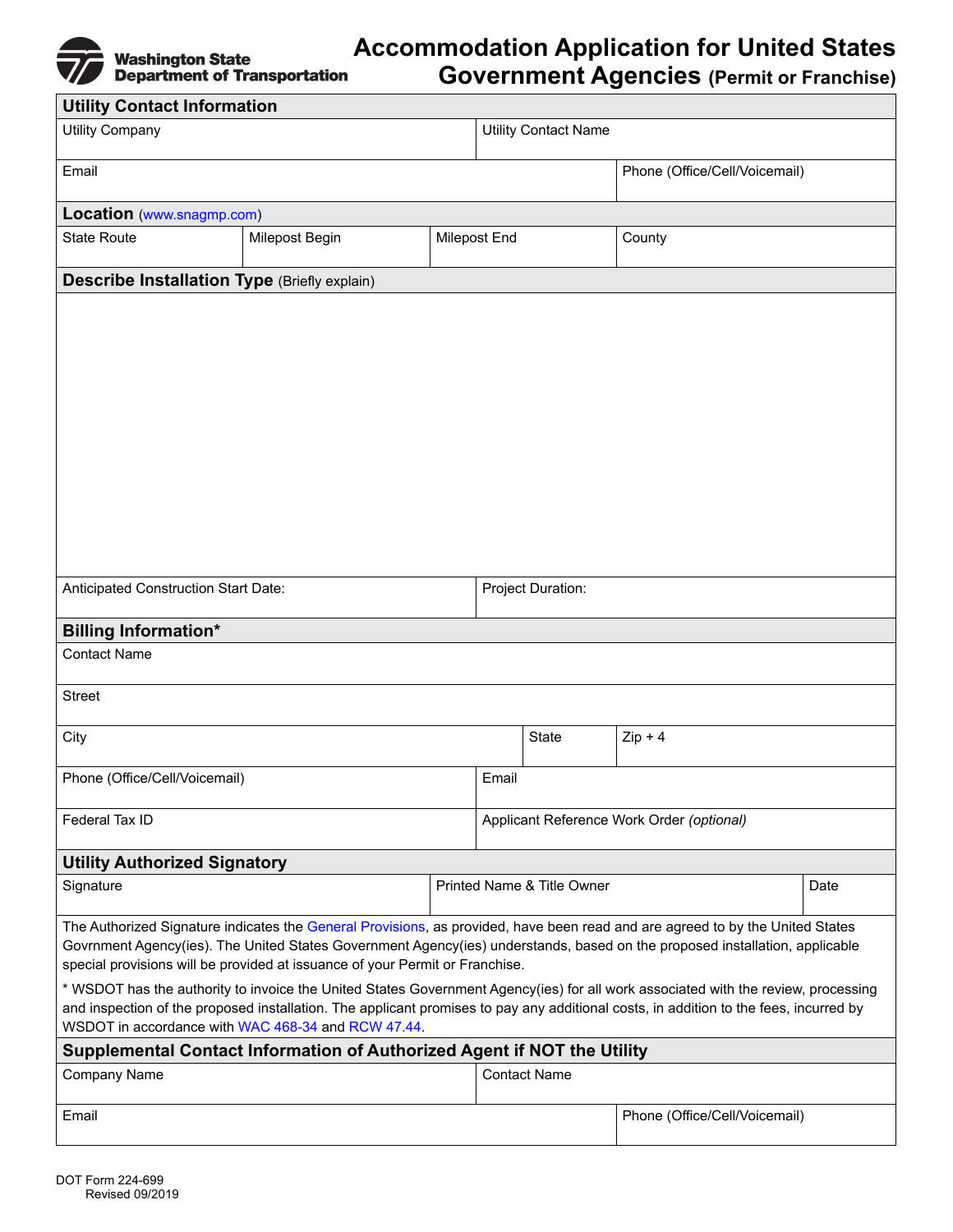Washington State Department of Transportation

# Accommodation Application for United States Government Agencies (Permit or Franchise)

## Utility Contact Information

| Utility Company | Utility Contact Name |
|---|---|
| | |

| Email | Phone (Office/Cell/Voicemail) |
|---|---|
| | |

## Location (www.snagmp.com)

| State Route | Milepost Begin | Milepost End | County |
|---|---|---|---|
| | | | |

## Describe Installation Type (Briefly explain)

| Anticipated Construction Start Date: | Project Duration: |
|---|---|
| | |

## Billing Information*

| Contact Name |
|---|
| |

| Street |
|---|
| |

| City | State | Zip + 4 |
|---|---|---|
| | | |

| Phone (Office/Cell/Voicemail) | Email |
|---|---|
| | |

| Federal Tax ID | Applicant Reference Work Order *(optional)* |
|---|---|
| | |

## Utility Authorized Signatory

| Signature | Printed Name & Title Owner | Date |
|---|---|---|
| | | |

The Authorized Signature indicates the General Provisions, as provided, have been read and are agreed to by the United States Govrnment Agency(ies). The United States Government Agency(ies) understands, based on the proposed installation, applicable special provisions will be provided at issuance of your Permit or Franchise.

* WSDOT has the authority to invoice the United States Government Agency(ies) for all work associated with the review, processing and inspection of the proposed installation. The applicant promises to pay any additional costs, in addition to the fees, incurred by WSDOT in accordance with WAC 468-34 and RCW 47.44.

## Supplemental Contact Information of Authorized Agent if NOT the Utility

| Company Name | Contact Name |
|---|---|
| | |

| Email | Phone (Office/Cell/Voicemail) |
|---|---|
| | |

DOT Form 224-699
Revised 09/2019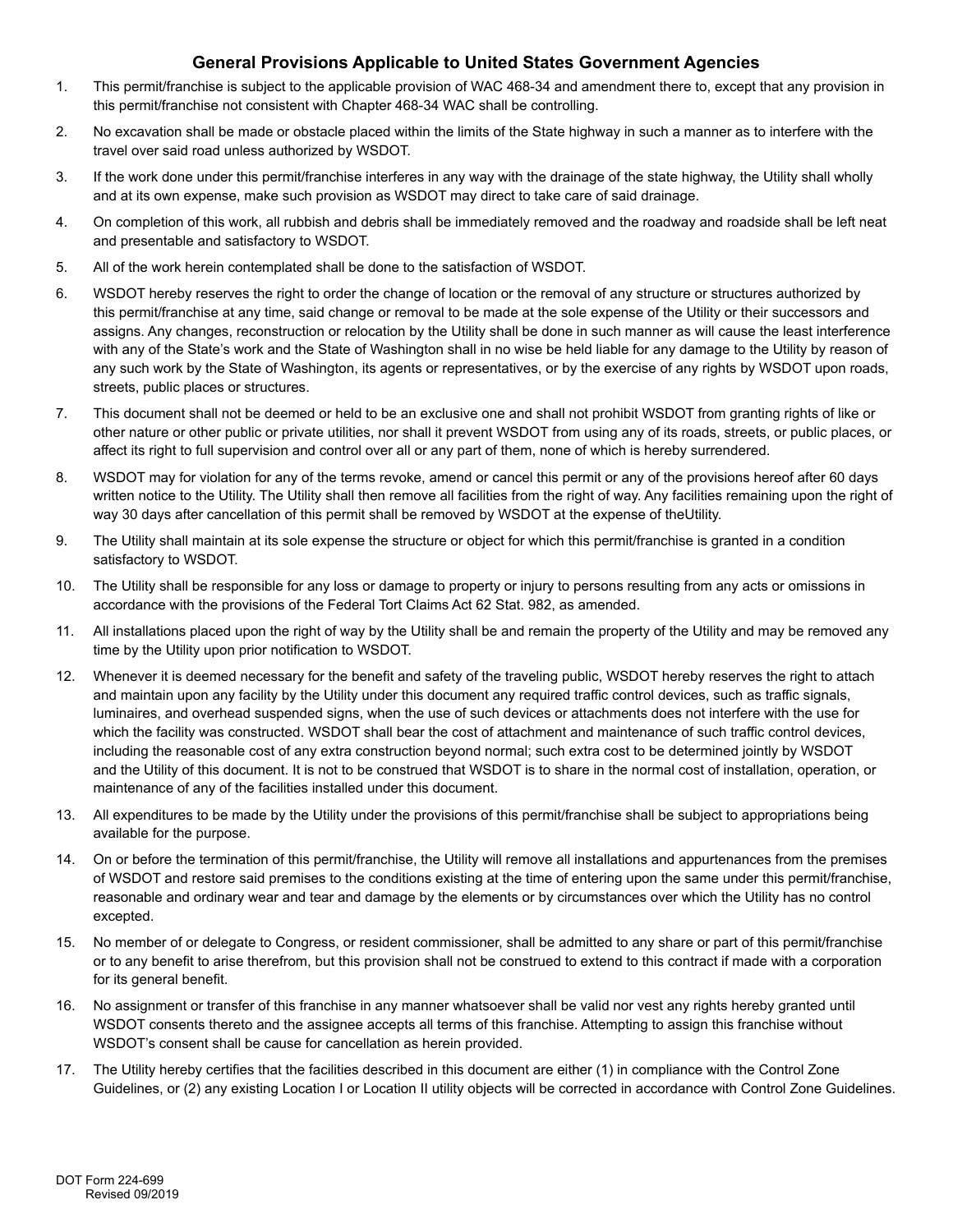## General Provisions Applicable to United States Government Agencies

1. This permit/franchise is subject to the applicable provision of WAC 468-34 and amendment there to, except that any provision in this permit/franchise not consistent with Chapter 468-34 WAC shall be controlling.
2. No excavation shall be made or obstacle placed within the limits of the State highway in such a manner as to interfere with the travel over said road unless authorized by WSDOT.
3. If the work done under this permit/franchise interferes in any way with the drainage of the state highway, the Utility shall wholly and at its own expense, make such provision as WSDOT may direct to take care of said drainage.
4. On completion of this work, all rubbish and debris shall be immediately removed and the roadway and roadside shall be left neat and presentable and satisfactory to WSDOT.
5. All of the work herein contemplated shall be done to the satisfaction of WSDOT.
6. WSDOT hereby reserves the right to order the change of location or the removal of any structure or structures authorized by this permit/franchise at any time, said change or removal to be made at the sole expense of the Utility or their successors and assigns. Any changes, reconstruction or relocation by the Utility shall be done in such manner as will cause the least interference with any of the State's work and the State of Washington shall in no wise be held liable for any damage to the Utility by reason of any such work by the State of Washington, its agents or representatives, or by the exercise of any rights by WSDOT upon roads, streets, public places or structures.
7. This document shall not be deemed or held to be an exclusive one and shall not prohibit WSDOT from granting rights of like or other nature or other public or private utilities, nor shall it prevent WSDOT from using any of its roads, streets, or public places, or affect its right to full supervision and control over all or any part of them, none of which is hereby surrendered.
8. WSDOT may for violation for any of the terms revoke, amend or cancel this permit or any of the provisions hereof after 60 days written notice to the Utility. The Utility shall then remove all facilities from the right of way. Any facilities remaining upon the right of way 30 days after cancellation of this permit shall be removed by WSDOT at the expense of theUtility.
9. The Utility shall maintain at its sole expense the structure or object for which this permit/franchise is granted in a condition satisfactory to WSDOT.
10. The Utility shall be responsible for any loss or damage to property or injury to persons resulting from any acts or omissions in accordance with the provisions of the Federal Tort Claims Act 62 Stat. 982, as amended.
11. All installations placed upon the right of way by the Utility shall be and remain the property of the Utility and may be removed any time by the Utility upon prior notification to WSDOT.
12. Whenever it is deemed necessary for the benefit and safety of the traveling public, WSDOT hereby reserves the right to attach and maintain upon any facility by the Utility under this document any required traffic control devices, such as traffic signals, luminaires, and overhead suspended signs, when the use of such devices or attachments does not interfere with the use for which the facility was constructed. WSDOT shall bear the cost of attachment and maintenance of such traffic control devices, including the reasonable cost of any extra construction beyond normal; such extra cost to be determined jointly by WSDOT and the Utility of this document. It is not to be construed that WSDOT is to share in the normal cost of installation, operation, or maintenance of any of the facilities installed under this document.
13. All expenditures to be made by the Utility under the provisions of this permit/franchise shall be subject to appropriations being available for the purpose.
14. On or before the termination of this permit/franchise, the Utility will remove all installations and appurtenances from the premises of WSDOT and restore said premises to the conditions existing at the time of entering upon the same under this permit/franchise, reasonable and ordinary wear and tear and damage by the elements or by circumstances over which the Utility has no control excepted.
15. No member of or delegate to Congress, or resident commissioner, shall be admitted to any share or part of this permit/franchise or to any benefit to arise therefrom, but this provision shall not be construed to extend to this contract if made with a corporation for its general benefit.
16. No assignment or transfer of this franchise in any manner whatsoever shall be valid nor vest any rights hereby granted until WSDOT consents thereto and the assignee accepts all terms of this franchise. Attempting to assign this franchise without WSDOT's consent shall be cause for cancellation as herein provided.
17. The Utility hereby certifies that the facilities described in this document are either (1) in compliance with the Control Zone Guidelines, or (2) any existing Location I or Location II utility objects will be corrected in accordance with Control Zone Guidelines.

DOT Form 224-699
Revised 09/2019